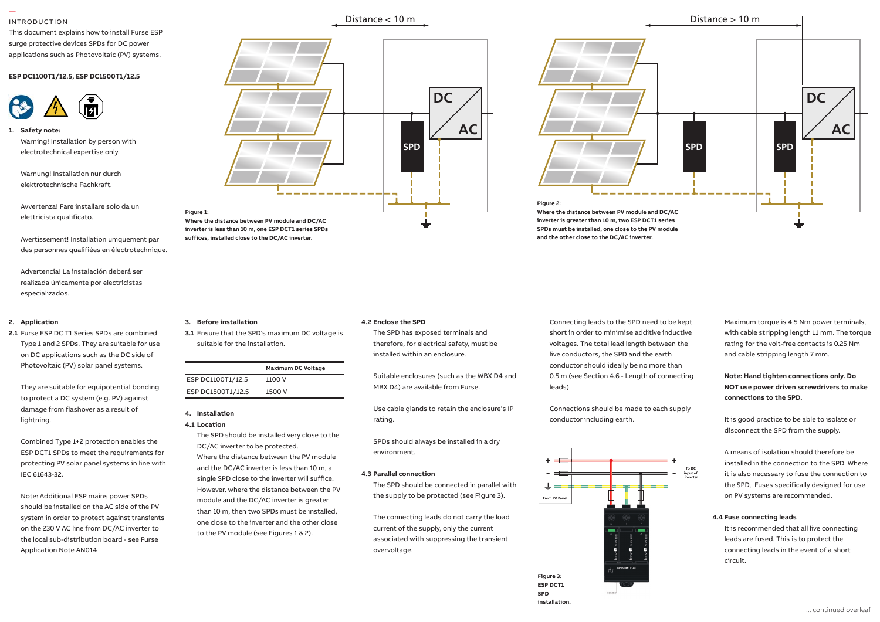INTRODUCTION

This document explains how to install Furse ESP surge protective devices SPDs for DC power applications such as Photovoltaic (PV) systems.

**ESP DC1100T1/12.5, ESP DC1500T1/12.5**

**1. Safety note:**

Warning! Installation by person with electrotechnical expertise only.

Warnung! Installation nur durch elektrotechnische Fachkraft.

Avvertenza! Fare installare solo da un elettricista qualificato.

Avertissement! Installation uniquement par des personnes qualifiées en électrotechnique.

Advertencia! La instalación deberá ser realizada únicamente por electricistas especializados.

**Figure 1:**
**Where the distance between PV module and DC/AC inverter is less than 10 m, one ESP DCT1 series SPDs suffices, installed close to the DC/AC inverter.**

**Figure 2:**
**Where the distance between PV module and DC/AC inverter is greater than 10 m, two ESP DCT1 series SPDs must be installed, one close to the PV module and the other close to the DC/AC inverter.**

**2. Application**

**2.1** Furse ESP DC T1 Series SPDs are combined Type 1 and 2 SPDs. They are suitable for use on DC applications such as the DC side of Photovoltaic (PV) solar panel systems.

They are suitable for equipotential bonding to protect a DC system (e.g. PV) against damage from flashover as a result of lightning.

Combined Type 1+2 protection enables the ESP DCT1 SPDs to meet the requirements for protecting PV solar panel systems in line with IEC 61643-32.

Note: Additional ESP mains power SPDs should be installed on the AC side of the PV system in order to protect against transients on the 230 V AC line from DC/AC inverter to the local sub-distribution board - see Furse Application Note AN014

**3. Before installation**

**3.1** Ensure that the SPD's maximum DC voltage is suitable for the installation.

| | Maximum DC Voltage |
|---|---|
| ESP DC1100T1/12.5 | 1100 V |
| ESP DC1500T1/12.5 | 1500 V |

**4. Installation**

**4.1 Location**

The SPD should be installed very close to the DC/AC inverter to be protected. Where the distance between the PV module and the DC/AC inverter is less than 10 m, a single SPD close to the inverter will suffice. However, where the distance between the PV module and the DC/AC inverter is greater than 10 m, then two SPDs must be installed, one close to the inverter and the other close to the PV module (see Figures 1 & 2).

**4.2 Enclose the SPD**

The SPD has exposed terminals and therefore, for electrical safety, must be installed within an enclosure.

Suitable enclosures (such as the WBX D4 and MBX D4) are available from Furse.

Use cable glands to retain the enclosure's IP rating.

SPDs should always be installed in a dry environment.

**4.3 Parallel connection**

The SPD should be connected in parallel with the supply to be protected (see Figure 3).

The connecting leads do not carry the load current of the supply, only the current associated with suppressing the transient overvoltage.

Connecting leads to the SPD need to be kept short in order to minimise additive inductive voltages. The total lead length between the live conductors, the SPD and the earth conductor should ideally be no more than 0.5 m (see Section 4.6 - Length of connecting leads).

Connections should be made to each supply conductor including earth.

**Figure 3:**
**ESP DCT1 SPD installation.**

Maximum torque is 4.5 Nm power terminals, with cable stripping length 11 mm. The torque rating for the volt-free contacts is 0.25 Nm and cable stripping length 7 mm.

**Note: Hand tighten connections only. Do NOT use power driven screwdrivers to make connections to the SPD.**

It is good practice to be able to isolate or disconnect the SPD from the supply.

A means of isolation should therefore be installed in the connection to the SPD. Where it is also necessary to fuse the connection to the SPD, Fuses specifically designed for use on PV systems are recommended.

**4.4 Fuse connecting leads**

It is recommended that all live connecting leads are fused. This is to protect the connecting leads in the event of a short circuit.

... continued overleaf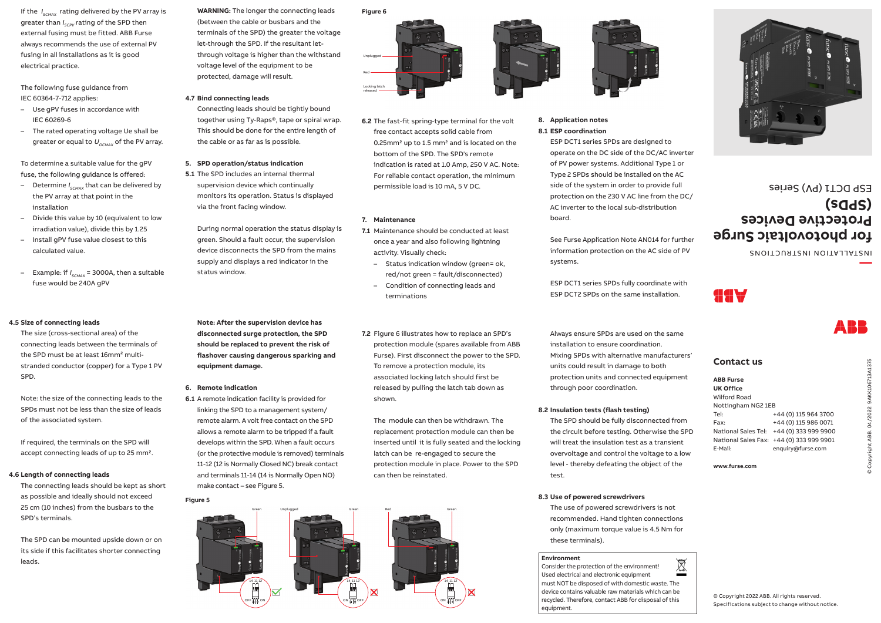If the $I_{SCMAX}$ rating delivered by the PV array is greater than $I_{SCPV}$ rating of the SPD then external fusing must be fitted. ABB Furse always recommends the use of external PV fusing in all installations as it is good electrical practice.

The following fuse guidance from IEC 60364-7-712 applies:

- Use gPV fuses in accordance with IEC 60269-6
- The rated operating voltage Ue shall be greater or equal to $U_{OCMAX}$ of the PV array.

To determine a suitable value for the gPV fuse, the following guidance is offered:

- Determine $I_{SCMAX}$ that can be delivered by the PV array at that point in the installation
- Divide this value by 10 (equivalent to low irradiation value), divide this by 1.25
- Install gPV fuse value closest to this calculated value.

- Example: if $I_{SCMAX}$ = 3000A, then a suitable fuse would be 240A gPV

### 4.5 Size of connecting leads

The size (cross-sectional area) of the connecting leads between the terminals of the SPD must be at least 16mm² multi-stranded conductor (copper) for a Type 1 PV SPD.

Note: the size of the connecting leads to the SPDs must not be less than the size of leads of the associated system.

If required, the terminals on the SPD will accept connecting leads of up to 25 mm².

### 4.6 Length of connecting leads

The connecting leads should be kept as short as possible and ideally should not exceed 25 cm (10 inches) from the busbars to the SPD's terminals.

The SPD can be mounted upside down or on its side if this facilitates shorter connecting leads.

**WARNING:** The longer the connecting leads (between the cable or busbars and the terminals of the SPD) the greater the voltage let-through the SPD. If the resultant let-through voltage is higher than the withstand voltage level of the equipment to be protected, damage will result.

### 4.7 Bind connecting leads

Connecting leads should be tightly bound together using Ty-Raps®, tape or spiral wrap. This should be done for the entire length of the cable or as far as is possible.

## 5. SPD operation/status indication

**5.1** The SPD includes an internal thermal supervision device which continually monitors its operation. Status is displayed via the front facing window.

During normal operation the status display is green. Should a fault occur, the supervision device disconnects the SPD from the mains supply and displays a red indicator in the status window.

**Note: After the supervision device has disconnected surge protection, the SPD should be replaced to prevent the risk of flashover causing dangerous sparking and equipment damage.**

## 6. Remote indication

**6.1** A remote indication facility is provided for linking the SPD to a management system/ remote alarm. A volt free contact on the SPD allows a remote alarm to be tripped if a fault develops within the SPD. When a fault occurs (or the protective module is removed) terminals 11-12 (12 is Normally Closed NC) break contact and terminals 11-14 (14 is Normally Open NO) make contact – see Figure 5.

**Figure 5**

Green
Unplugged
Green
Red
Green
14 11 12
OFF ON
ON OFF
ON OFF

**Figure 6**

Unplugged
Red
Locking latch released

**6.2** The fast-fit spring-type terminal for the volt free contact accepts solid cable from 0.25mm² up to 1.5 mm² and is located on the bottom of the SPD. The SPD's remote indication is rated at 1.0 Amp, 250 V AC. Note: For reliable contact operation, the minimum permissible load is 10 mA, 5 V DC.

## 7. Maintenance

**7.1** Maintenance should be conducted at least once a year and also following lightning activity. Visually check:

- Status indication window (green= ok, red/not green = fault/disconnected)
- Condition of connecting leads and terminations

**7.2** Figure 6 illustrates how to replace an SPD's protection module (spares available from ABB Furse). First disconnect the power to the SPD. To remove a protection module, its associated locking latch should first be released by pulling the latch tab down as shown.

The module can then be withdrawn. The replacement protection module can then be inserted until it is fully seated and the locking latch can be re-engaged to secure the protection module in place. Power to the SPD can then be reinstated.

## 8. Application notes

### 8.1 ESP coordination

ESP DCT1 series SPDs are designed to operate on the DC side of the DC/AC inverter of PV power systems. Additional Type 1 or Type 2 SPDs should be installed on the AC side of the system in order to provide full protection on the 230 V AC line from the DC/ AC inverter to the local sub-distribution board.

See Furse Application Note AN014 for further information protection on the AC side of PV systems.

ESP DCT1 series SPDs fully coordinate with ESP DCT2 SPDs on the same installation.

Always ensure SPDs are used on the same installation to ensure coordination. Mixing SPDs with alternative manufacturers' units could result in damage to both protection units and connected equipment through poor coordination.

### 8.2 Insulation tests (flash testing)

The SPD should be fully disconnected from the circuit before testing. Otherwise the SPD will treat the insulation test as a transient overvoltage and control the voltage to a low level - thereby defeating the object of the test.

### 8.3 Use of powered screwdrivers

The use of powered screwdrivers is not recommended. Hand tighten connections only (maximum torque value is 4.5 Nm for these terminals).

**Environment**
Consider the protection of the environment!
Used electrical and electronic equipment must NOT be disposed of with domestic waste. The device contains valuable raw materials which can be recycled. Therefore, contact ABB for disposal of this equipment.

INSTALLATION INSTRUCTIONS

# Surge Protective Devices (SPDs) for photovoltaic

ESP DCT1 (PV) Series

ABB

## Contact us

**ABB Furse**
**UK Office**
Wilford Road
Nottingham NG2 1EB

| | |
|---|---|
| Tel: | +44 (0) 115 964 3700 |
| Fax: | +44 (0) 115 986 0071 |
| National Sales Tel: | +44 (0) 333 999 9900 |
| National Sales Fax: | +44 (0) 333 999 9901 |
| E-Mail: | enquiry@furse.com |

**www.furse.com**

© Copyright ABB. 04/2022 9AKK107613A1375

© Copyright 2022 ABB. All rights reserved.
Specifications subject to change without notice.